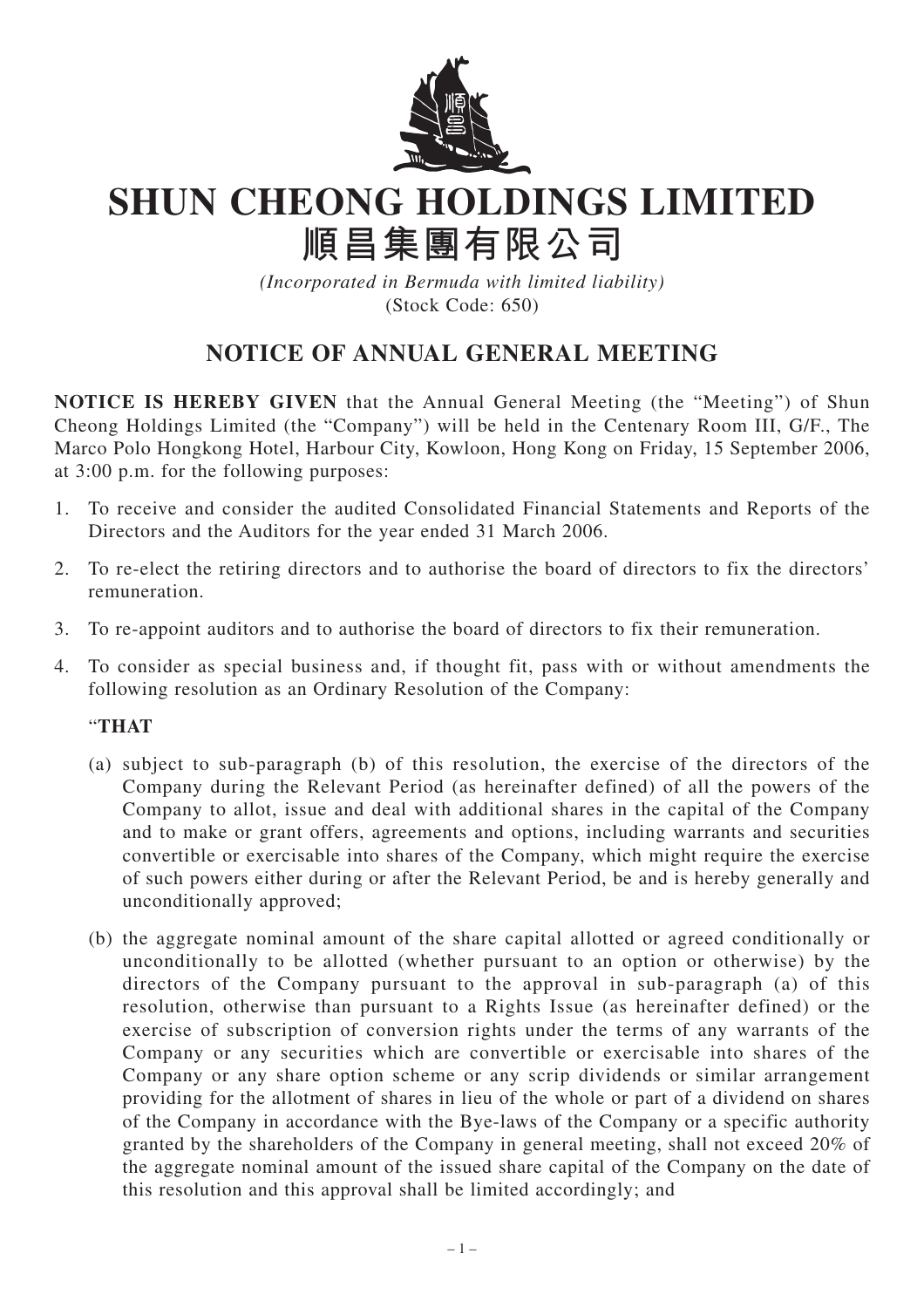# SHUN CHEONG HOLDINGS LIMITED

# 順昌集團有限公司

*(Incorporated in Bermuda with limited liability)*
(Stock Code: 650)

## NOTICE OF ANNUAL GENERAL MEETING

**NOTICE IS HEREBY GIVEN** that the Annual General Meeting (the "Meeting") of Shun Cheong Holdings Limited (the "Company") will be held in the Centenary Room III, G/F., The Marco Polo Hongkong Hotel, Harbour City, Kowloon, Hong Kong on Friday, 15 September 2006, at 3:00 p.m. for the following purposes:

1. To receive and consider the audited Consolidated Financial Statements and Reports of the Directors and the Auditors for the year ended 31 March 2006.

2. To re-elect the retiring directors and to authorise the board of directors to fix the directors' remuneration.

3. To re-appoint auditors and to authorise the board of directors to fix their remuneration.

4. To consider as special business and, if thought fit, pass with or without amendments the following resolution as an Ordinary Resolution of the Company:

   "**THAT**

   (a) subject to sub-paragraph (b) of this resolution, the exercise of the directors of the Company during the Relevant Period (as hereinafter defined) of all the powers of the Company to allot, issue and deal with additional shares in the capital of the Company and to make or grant offers, agreements and options, including warrants and securities convertible or exercisable into shares of the Company, which might require the exercise of such powers either during or after the Relevant Period, be and is hereby generally and unconditionally approved;

   (b) the aggregate nominal amount of the share capital allotted or agreed conditionally or unconditionally to be allotted (whether pursuant to an option or otherwise) by the directors of the Company pursuant to the approval in sub-paragraph (a) of this resolution, otherwise than pursuant to a Rights Issue (as hereinafter defined) or the exercise of subscription of conversion rights under the terms of any warrants of the Company or any securities which are convertible or exercisable into shares of the Company or any share option scheme or any scrip dividends or similar arrangement providing for the allotment of shares in lieu of the whole or part of a dividend on shares of the Company in accordance with the Bye-laws of the Company or a specific authority granted by the shareholders of the Company in general meeting, shall not exceed 20% of the aggregate nominal amount of the issued share capital of the Company on the date of this resolution and this approval shall be limited accordingly; and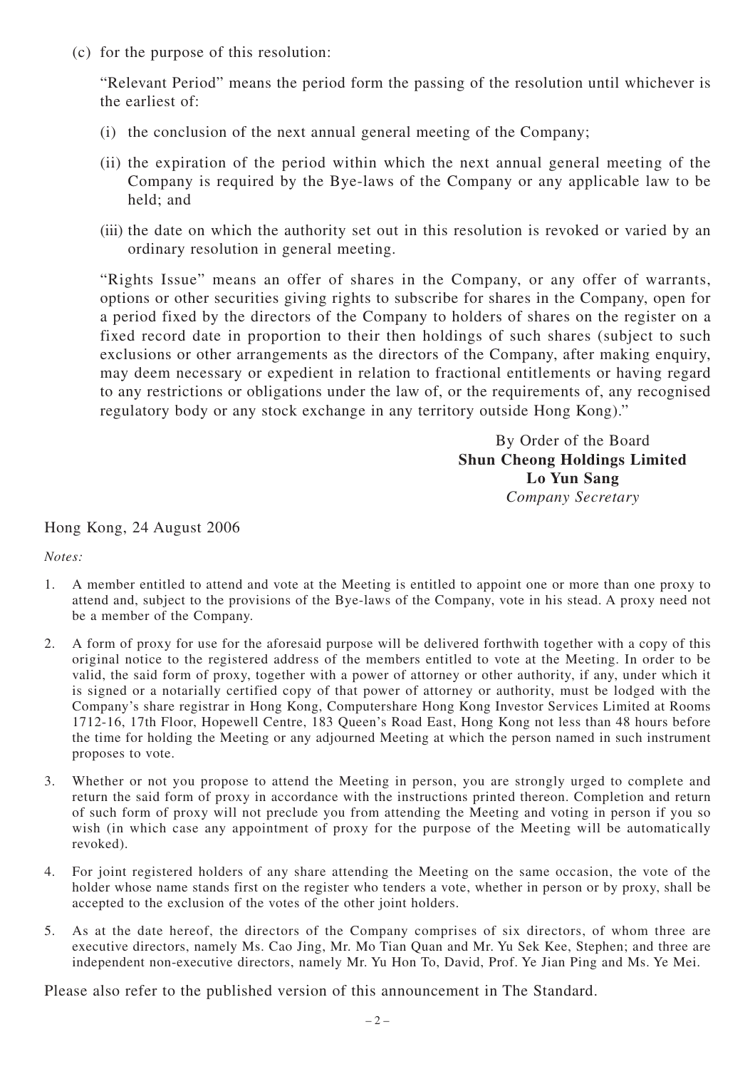(c) for the purpose of this resolution:

"Relevant Period" means the period form the passing of the resolution until whichever is the earliest of:

(i) the conclusion of the next annual general meeting of the Company;

(ii) the expiration of the period within which the next annual general meeting of the Company is required by the Bye-laws of the Company or any applicable law to be held; and

(iii) the date on which the authority set out in this resolution is revoked or varied by an ordinary resolution in general meeting.

"Rights Issue" means an offer of shares in the Company, or any offer of warrants, options or other securities giving rights to subscribe for shares in the Company, open for a period fixed by the directors of the Company to holders of shares on the register on a fixed record date in proportion to their then holdings of such shares (subject to such exclusions or other arrangements as the directors of the Company, after making enquiry, may deem necessary or expedient in relation to fractional entitlements or having regard to any restrictions or obligations under the law of, or the requirements of, any recognised regulatory body or any stock exchange in any territory outside Hong Kong)."

By Order of the Board
**Shun Cheong Holdings Limited**
**Lo Yun Sang**
*Company Secretary*

Hong Kong, 24 August 2006

*Notes:*

1. A member entitled to attend and vote at the Meeting is entitled to appoint one or more than one proxy to attend and, subject to the provisions of the Bye-laws of the Company, vote in his stead. A proxy need not be a member of the Company.

2. A form of proxy for use for the aforesaid purpose will be delivered forthwith together with a copy of this original notice to the registered address of the members entitled to vote at the Meeting. In order to be valid, the said form of proxy, together with a power of attorney or other authority, if any, under which it is signed or a notarially certified copy of that power of attorney or authority, must be lodged with the Company's share registrar in Hong Kong, Computershare Hong Kong Investor Services Limited at Rooms 1712-16, 17th Floor, Hopewell Centre, 183 Queen's Road East, Hong Kong not less than 48 hours before the time for holding the Meeting or any adjourned Meeting at which the person named in such instrument proposes to vote.

3. Whether or not you propose to attend the Meeting in person, you are strongly urged to complete and return the said form of proxy in accordance with the instructions printed thereon. Completion and return of such form of proxy will not preclude you from attending the Meeting and voting in person if you so wish (in which case any appointment of proxy for the purpose of the Meeting will be automatically revoked).

4. For joint registered holders of any share attending the Meeting on the same occasion, the vote of the holder whose name stands first on the register who tenders a vote, whether in person or by proxy, shall be accepted to the exclusion of the votes of the other joint holders.

5. As at the date hereof, the directors of the Company comprises of six directors, of whom three are executive directors, namely Ms. Cao Jing, Mr. Mo Tian Quan and Mr. Yu Sek Kee, Stephen; and three are independent non-executive directors, namely Mr. Yu Hon To, David, Prof. Ye Jian Ping and Ms. Ye Mei.

Please also refer to the published version of this announcement in The Standard.